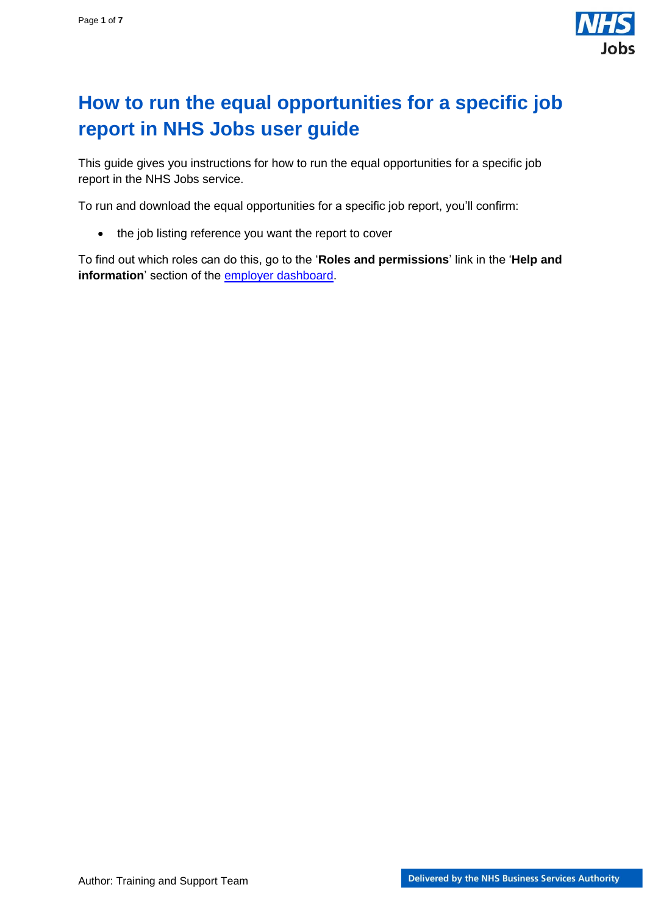# How to run the equal opportunities for a specific job report in NHS Jobs user guide

This guide gives you instructions for how to run the equal opportunities for a specific job report in the NHS Jobs service.

To run and download the equal opportunities for a specific job report, you'll confirm:

- the job listing reference you want the report to cover

To find out which roles can do this, go to the '**Roles and permissions**' link in the '**Help and information**' section of the [employer dashboard].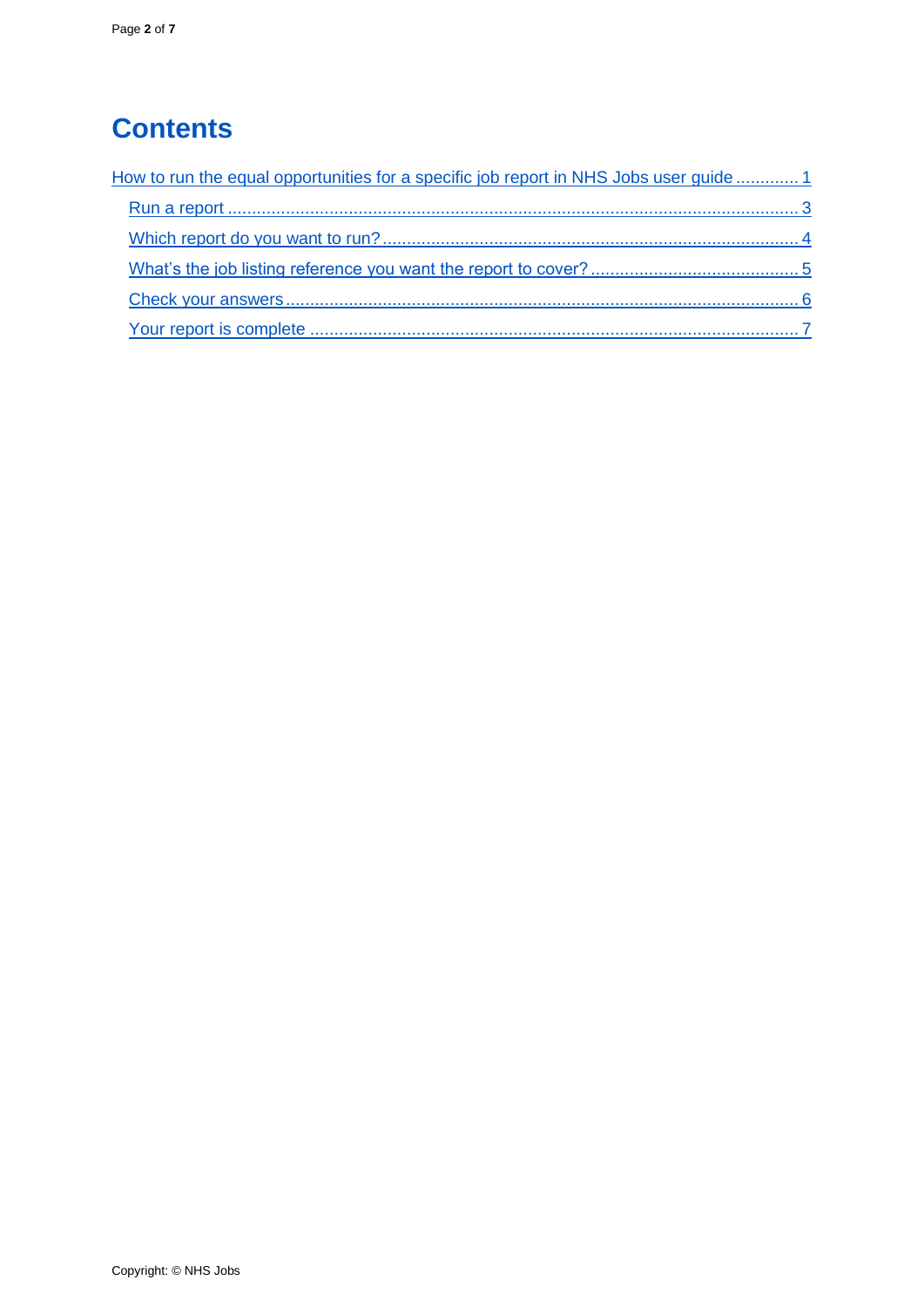# Contents

How to run the equal opportunities for a specific job report in NHS Jobs user guide ............ 1

- Run a report ........................................................................................................ 3
- Which report do you want to run? ..................................................................... 4
- What's the job listing reference you want the report to cover? .......................................... 5
- Check your answers ........................................................................................ 6
- Your report is complete .................................................................................... 7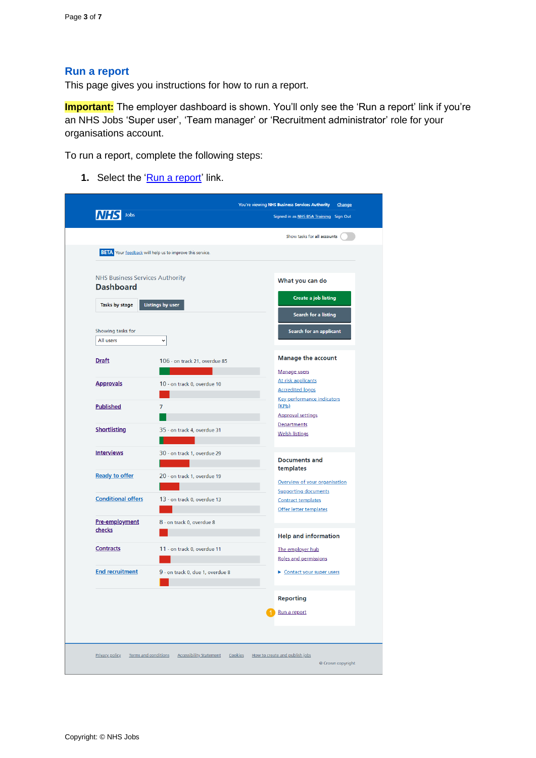## Run a report

This page gives you instructions for how to run a report.

**Important:** The employer dashboard is shown. You'll only see the 'Run a report' link if you're an NHS Jobs 'Super user', 'Team manager' or 'Recruitment administrator' role for your organisations account.

To run a report, complete the following steps:

1. Select the 'Run a report' link.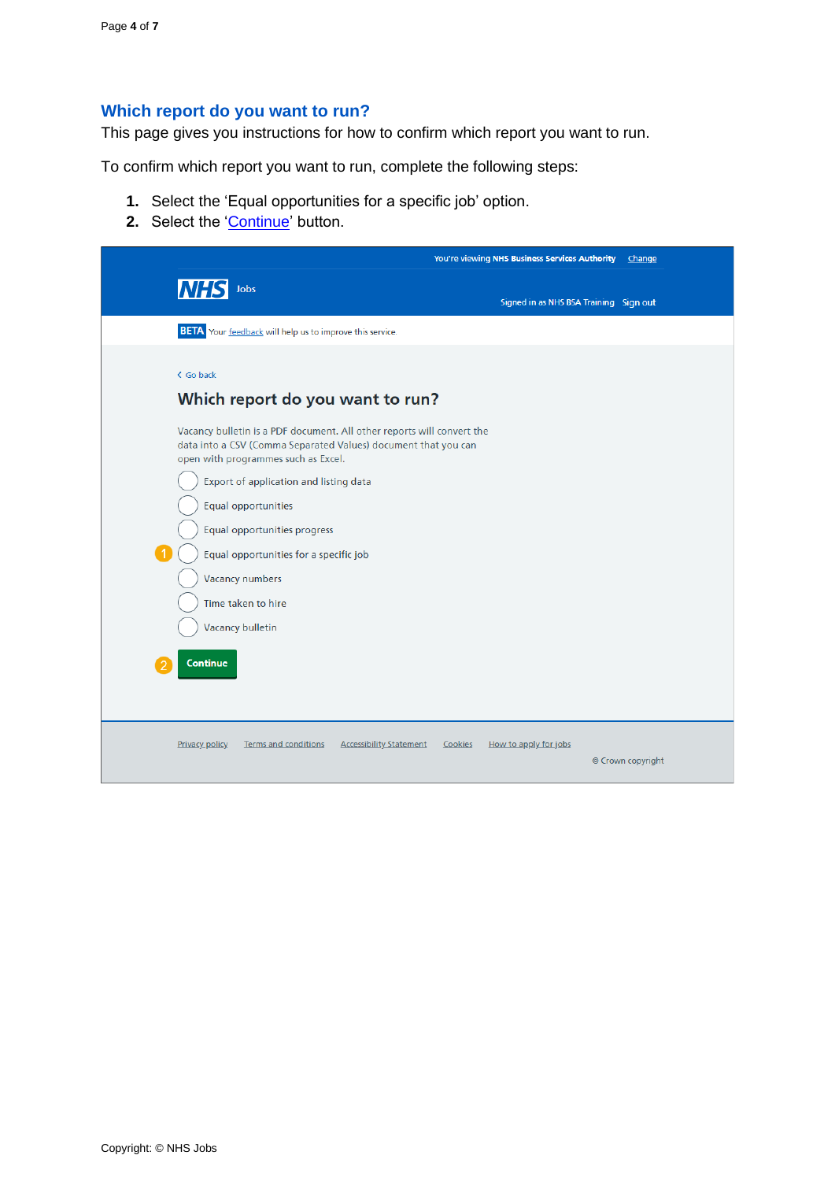## Which report do you want to run?

This page gives you instructions for how to confirm which report you want to run.

To confirm which report you want to run, complete the following steps:

1. Select the 'Equal opportunities for a specific job' option.
2. Select the 'Continue' button.

You're viewing NHS Business Services Authority Change

NHS Jobs

Signed in as NHS BSA Training Sign out

BETA Your feedback will help us to improve this service.

< Go back

Which report do you want to run?

Vacancy bulletin is a PDF document. All other reports will convert the data into a CSV (Comma Separated Values) document that you can open with programmes such as Excel.

- Export of application and listing data
- Equal opportunities
- Equal opportunities progress
- Equal opportunities for a specific job
- Vacancy numbers
- Time taken to hire
- Vacancy bulletin

Continue

Privacy policy Terms and conditions Accessibility Statement Cookies How to apply for jobs

© Crown copyright

Copyright: © NHS Jobs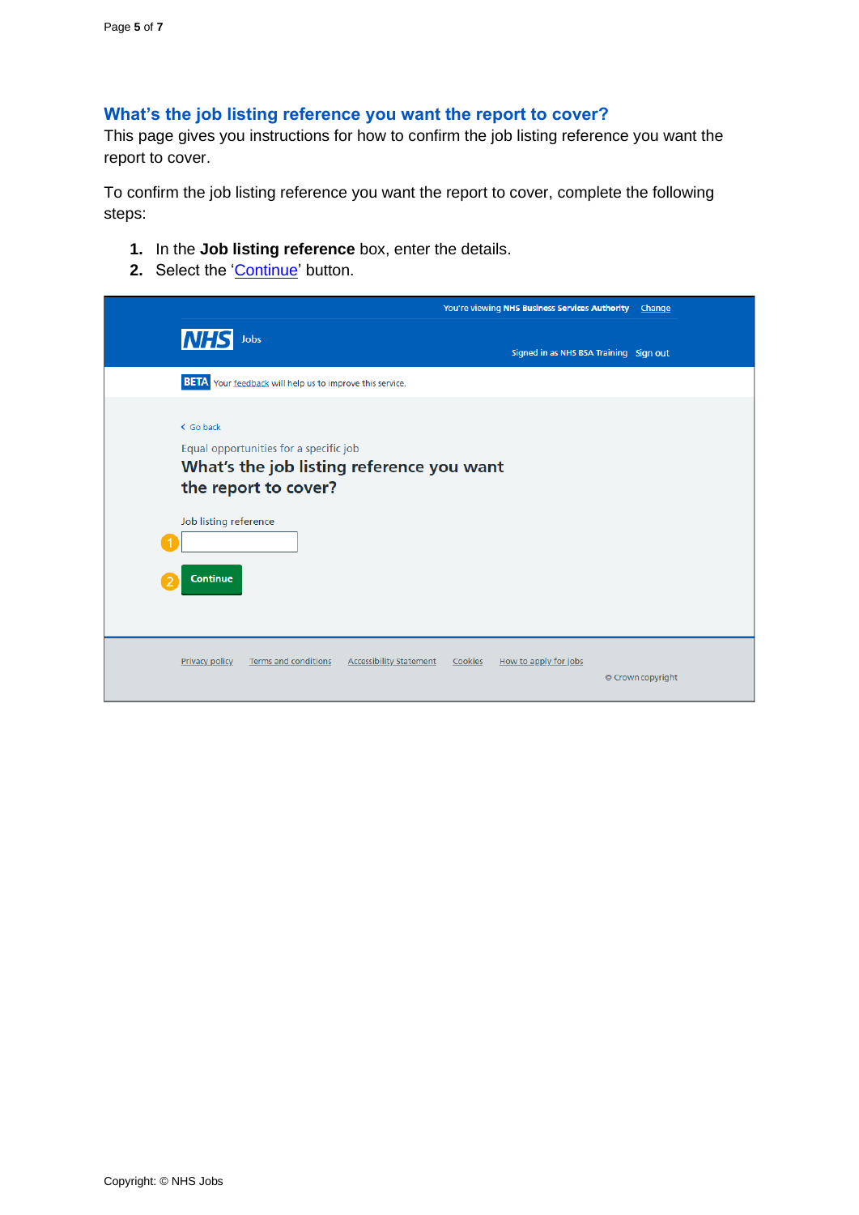## What’s the job listing reference you want the report to cover?

This page gives you instructions for how to confirm the job listing reference you want the report to cover.

To confirm the job listing reference you want the report to cover, complete the following steps:

1. In the **Job listing reference** box, enter the details.
2. Select the ‘Continue’ button.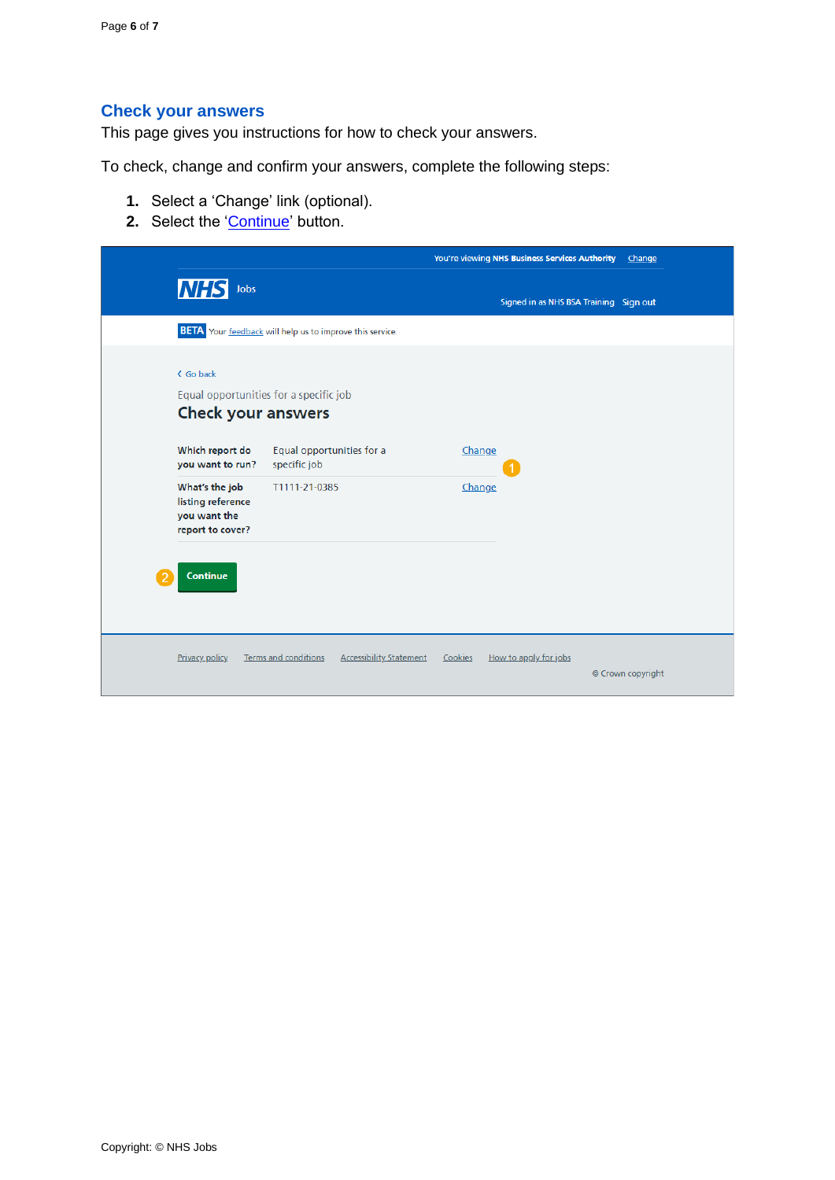## Check your answers

This page gives you instructions for how to check your answers.

To check, change and confirm your answers, complete the following steps:

1. Select a 'Change' link (optional).
2. Select the 'Continue' button.

You're viewing NHS Business Services Authority Change

NHS Jobs

Signed in as NHS BSA Training Sign out

BETA Your feedback will help us to improve this service.

Go back

Equal opportunities for a specific job

### Check your answers

| | | |
|---|---|---|
| Which report do you want to run? | Equal opportunities for a specific job | Change |
| What's the job listing reference you want the report to cover? | T1111-21-0385 | Change |

Continue

Privacy policy Terms and conditions Accessibility Statement Cookies How to apply for jobs

© Crown copyright

Copyright: © NHS Jobs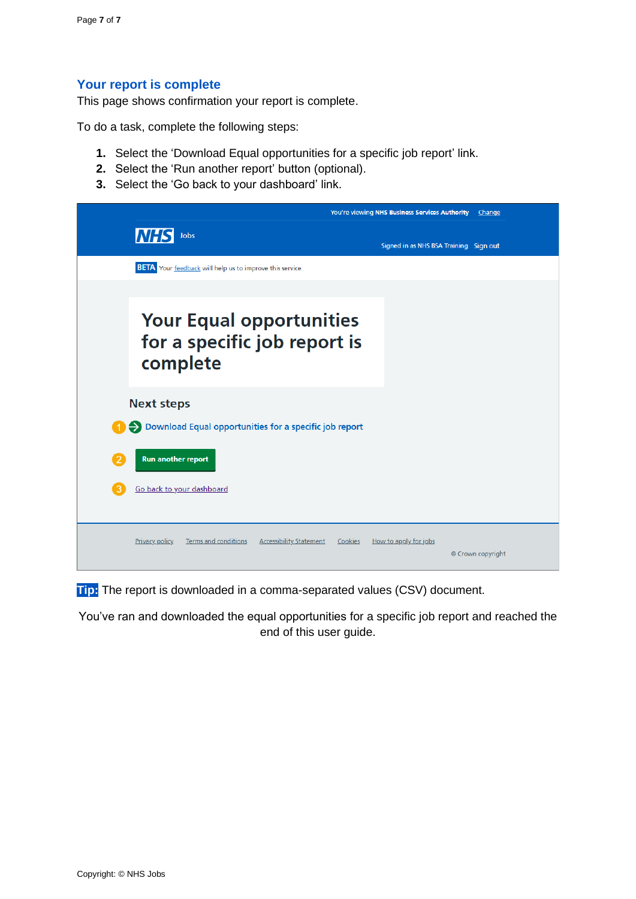## Your report is complete

This page shows confirmation your report is complete.

To do a task, complete the following steps:

1. Select the 'Download Equal opportunities for a specific job report' link.
2. Select the 'Run another report' button (optional).
3. Select the 'Go back to your dashboard' link.

You're viewing NHS Business Services Authority Change

NHS Jobs

Signed in as NHS BSA Training Sign out

BETA Your feedback will help us to improve this service.

Your Equal opportunities for a specific job report is complete

Next steps

1 Download Equal opportunities for a specific job report

2 Run another report

3 Go back to your dashboard

Privacy policy Terms and conditions Accessibility Statement Cookies How to apply for jobs

© Crown copyright

**Tip:** The report is downloaded in a comma-separated values (CSV) document.

You've ran and downloaded the equal opportunities for a specific job report and reached the end of this user guide.